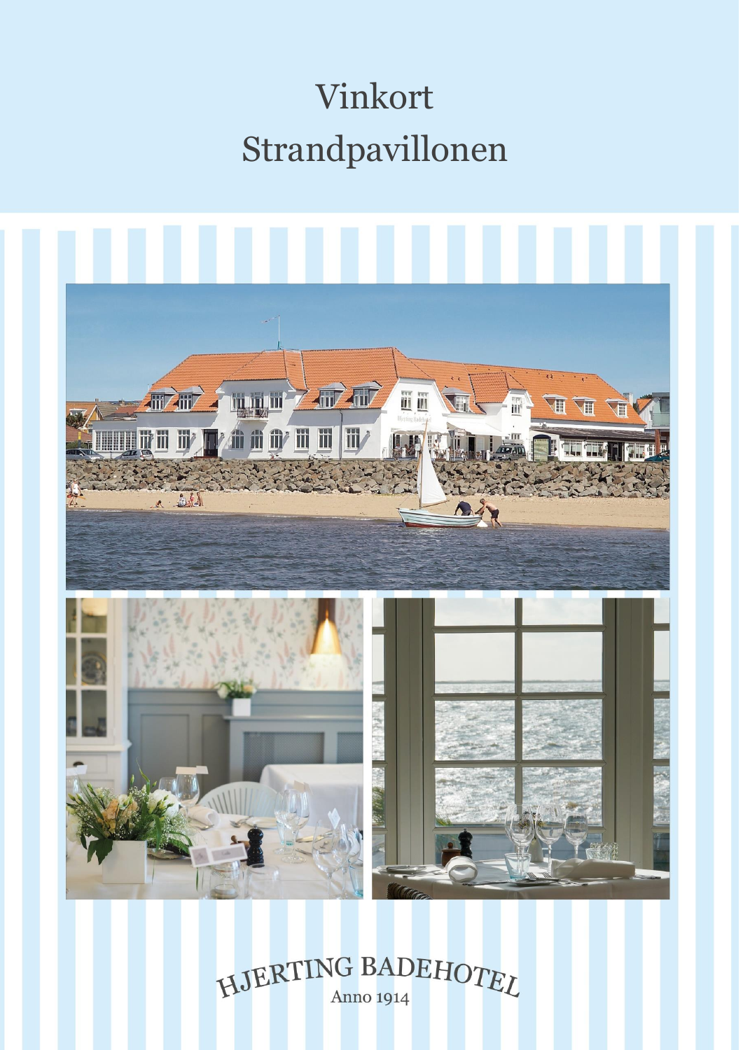# Vinkort
# Strandpavillonen

HJERTING BADEHOTEL

Anno 1914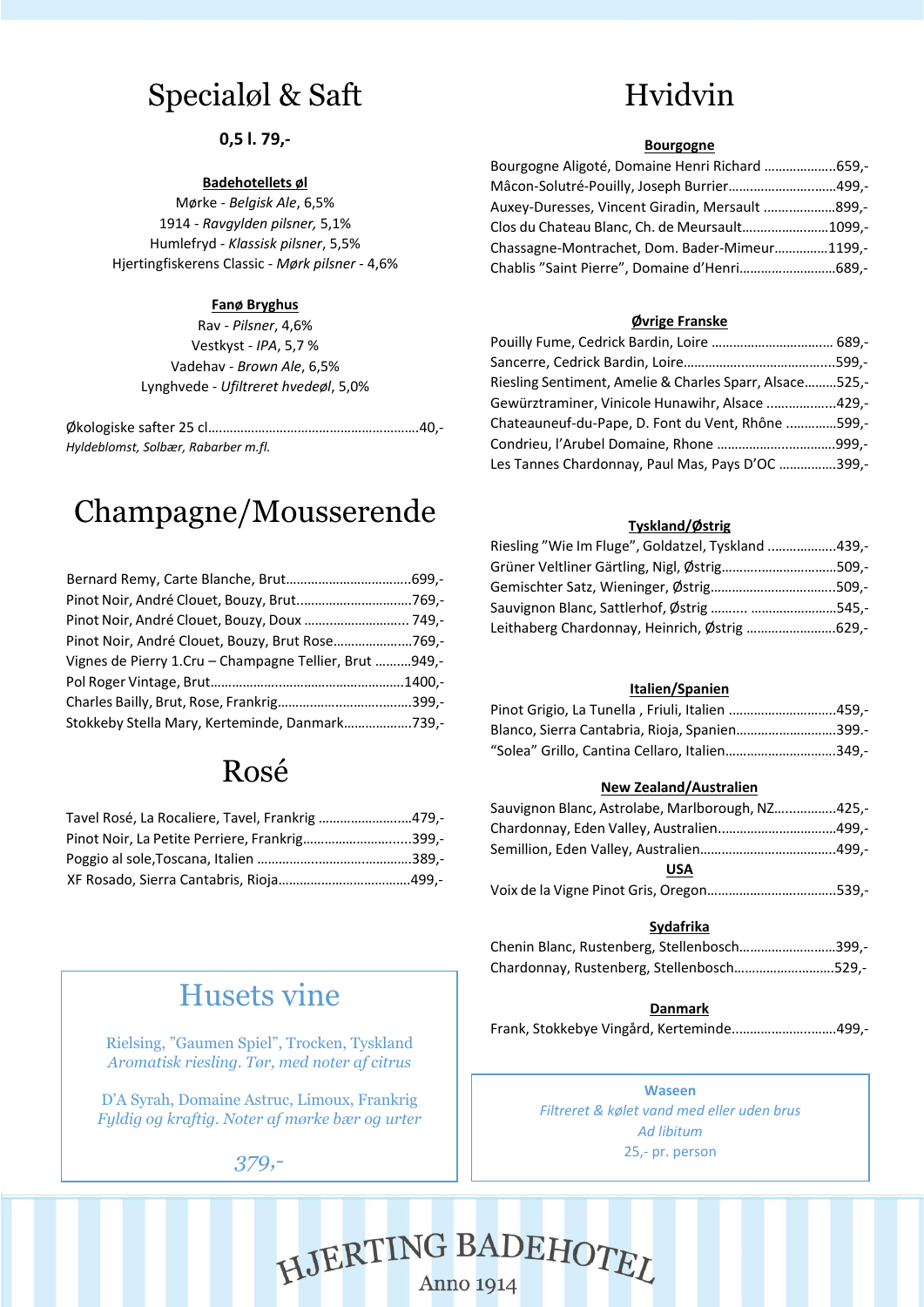# Specialøl & Saft

**0,5 l. 79,-**

**Badehotellets øl**

Mørke - *Belgisk Ale*, 6,5%
1914 - *Ravgylden pilsner*, 5,1%
Humlefryd - *Klassisk pilsner*, 5,5%
Hjertingfiskerens Classic - *Mørk pilsner* - 4,6%

**Fanø Bryghus**

Rav - *Pilsner*, 4,6%
Vestkyst - *IPA*, 5,7 %
Vadehav - *Brown Ale*, 6,5%
Lynghvede - *Ufiltreret hvedeøl*, 5,0%

Økologiske safter 25 cl..........................................................40,-
*Hyldeblomst, Solbær, Rabarber m.fl.*

# Champagne/Mousserende

Bernard Remy, Carte Blanche, Brut..................................699,-
Pinot Noir, André Clouet, Bouzy, Brut................................769,-
Pinot Noir, André Clouet, Bouzy, Doux ............................ 749,-
Pinot Noir, André Clouet, Bouzy, Brut Rose......................769,-
Vignes de Pierry 1.Cru – Champagne Tellier, Brut ..........949,-
Pol Roger Vintage, Brut....................................................1400,-
Charles Bailly, Brut, Rose, Frankrig....................................399,-
Stokkeby Stella Mary, Kerteminde, Danmark...................739,-

# Rosé

Tavel Rosé, La Rocaliere, Tavel, Frankrig .........................479,-
Pinot Noir, La Petite Perriere, Frankrig.............................399,-
Poggio al sole,Toscana, Italien ..........................................389,-
XF Rosado, Sierra Cantabris, Rioja....................................499,-

# Husets vine

Rielsing, "Gaumen Spiel", Trocken, Tyskland
*Aromatisk riesling. Tør, med noter af citrus*

D'A Syrah, Domaine Astruc, Limoux, Frankrig
*Fyldig og kraftig. Noter af mørke bær og urter*

*379,-*

# Hvidvin

**Bourgogne**

Bourgogne Aligoté, Domaine Henri Richard ....................659,-
Mâcon-Solutré-Pouilly, Joseph Burrier.............................499,-
Auxey-Duresses, Vincent Giradin, Mersault ....................899,-
Clos du Chateau Blanc, Ch. de Meursault........................1099,-
Chassagne-Montrachet, Dom. Bader-Mimeur..............1199,-
Chablis "Saint Pierre", Domaine d'Henri..........................689,-

**Øvrige Franske**

Pouilly Fume, Cedrick Bardin, Loire ................................. 689,-
Sancerre, Cedrick Bardin, Loire..........................................599,-
Riesling Sentiment, Amelie & Charles Sparr, Alsace.........525,-
Gewürztraminer, Vinicole Hunawihr, Alsace ...................429,-
Chateauneuf-du-Pape, D. Font du Vent, Rhône .............599,-
Condrieu, l'Arubel Domaine, Rhone .................................999,-
Les Tannes Chardonnay, Paul Mas, Pays D'OC ................399,-

**Tyskland/Østrig**

Riesling "Wie Im Fluge", Goldatzel, Tyskland ...................439,-
Grüner Veltliner Gärtling, Nigl, Østrig...............................509,-
Gemischter Satz, Wieninger, Østrig..................................509,-
Sauvignon Blanc, Sattlerhof, Østrig ......... .......................545,-
Leithaberg Chardonnay, Heinrich, Østrig .........................629,-

**Italien/Spanien**

Pinot Grigio, La Tunella , Friuli, Italien .............................459,-
Blanco, Sierra Cantabria, Rioja, Spanien...........................399.-
"Solea" Grillo, Cantina Cellaro, Italien..............................349,-

**New Zealand/Australien**

Sauvignon Blanc, Astrolabe, Marlborough, NZ.................425,-
Chardonnay, Eden Valley, Australien................................499,-
Semillion, Eden Valley, Australien.....................................499,-

**USA**

Voix de la Vigne Pinot Gris, Oregon...................................539,-

**Sydafrika**

Chenin Blanc, Rustenberg, Stellenbosch...........................399,-
Chardonnay, Rustenberg, Stellenbosch............................529,-

**Danmark**

Frank, Stokkebye Vingård, Kerteminde.............................499,-

**Waseen**
*Filtreret & kølet vand med eller uden brus*
*Ad libitum*
25,- pr. person

HJERTING BADEHOTEL
Anno 1914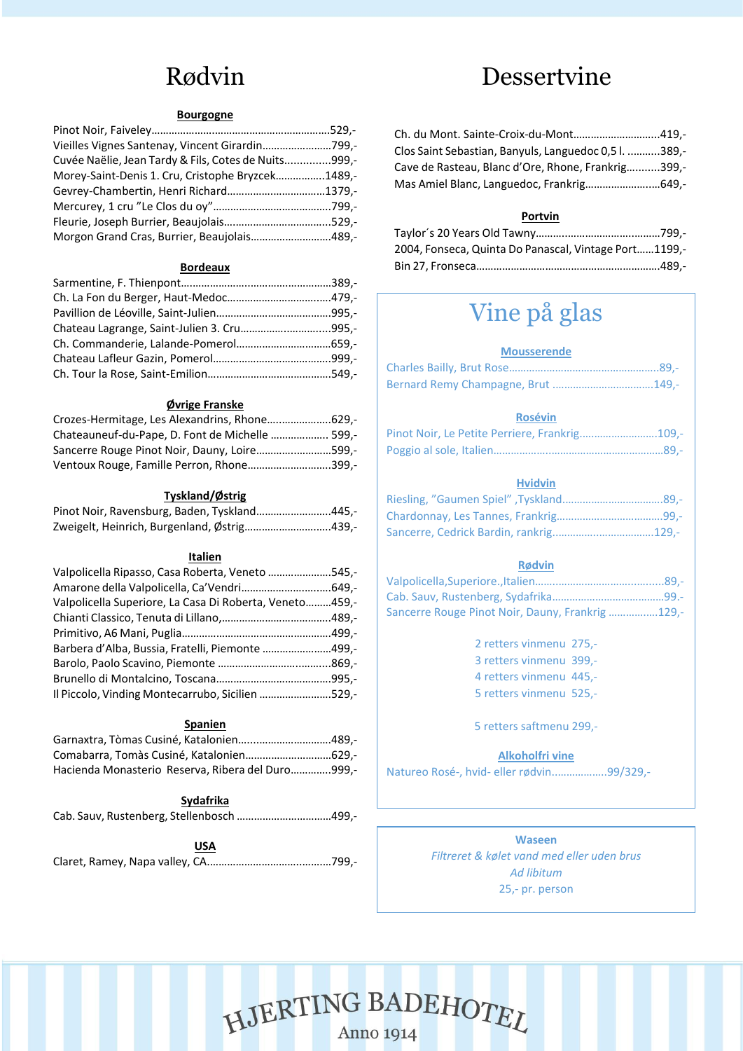# Rødvin

## Bourgogne

Pinot Noir, Faiveley..............................................................529,-
Vieilles Vignes Santenay, Vincent Girardin........................799,-
Cuvée Naëlie, Jean Tardy & Fils, Cotes de Nuits...............999,-
Morey-Saint-Denis 1. Cru, Cristophe Bryzcek.................1489,-
Gevrey-Chambertin, Henri Richard..................................1379,-
Mercurey, 1 cru "Le Clos du oy".........................................799,-
Fleurie, Joseph Burrier, Beaujolais....................................529,-
Morgon Grand Cras, Burrier, Beaujolais............................489,-

## Bordeaux

Sarmentine, F. Thienpont....................................................389,-
Ch. La Fon du Berger, Haut-Medoc....................................479,-
Pavillion de Léoville, Saint-Julien........................................995,-
Chateau Lagrange, Saint-Julien 3. Cru...............................995,-
Ch. Commanderie, Lalande-Pomerol.................................659,-
Chateau Lafleur Gazin, Pomerol.........................................999,-
Ch. Tour la Rose, Saint-Emilion...........................................549,-

## Øvrige Franske

Crozes-Hermitage, Les Alexandrins, Rhone......................629,-
Chateauneuf-du-Pape, D. Font de Michelle .................... 599,-
Sancerre Rouge Pinot Noir, Dauny, Loire..........................599,-
Ventoux Rouge, Famille Perron, Rhone.............................399,-

## Tyskland/Østrig

Pinot Noir, Ravensburg, Baden, Tyskland..........................445,-
Zweigelt, Heinrich, Burgenland, Østrig..............................439,-

## Italien

Valpolicella Ripasso, Casa Roberta, Veneto ......................545,-
Amarone della Valpolicella, Ca'Vendri...............................649,-
Valpolicella Superiore, La Casa Di Roberta, Veneto.........459,-
Chianti Classico, Tenuta di Lillano,......................................489,-
Primitivo, A6 Mani, Puglia....................................................499,-
Barbera d'Alba, Bussia, Fratelli, Piemonte .......................499,-
Barolo, Paolo Scavino, Piemonte .......................................869,-
Brunello di Montalcino, Toscana........................................995,-
Il Piccolo, Vinding Montecarrubo, Sicilien .........................529,-

## Spanien

Garnaxtra, Tòmas Cusiné, Katalonien................................489,-
Comabarra, Tomàs Cusiné, Katalonien..............................629,-
Hacienda Monasterio Reserva, Ribera del Duro..............999,-

## Sydafrika

Cab. Sauv, Rustenberg, Stellenbosch ................................499,-

## USA

Claret, Ramey, Napa valley, CA...........................................799,-

# Dessertvine

Ch. du Mont. Sainte-Croix-du-Mont..............................419,-
Clos Saint Sebastian, Banyuls, Languedoc 0,5 l. ...........389,-
Cave de Rasteau, Blanc d'Ore, Rhone, Frankrig...........399,-
Mas Amiel Blanc, Languedoc, Frankrig..........................649,-

## Portvin

Taylor´s 20 Years Old Tawny...........................................799,-
2004, Fonseca, Quinta Do Panascal, Vintage Port......1199,-
Bin 27, Fronseca................................................................489,-

# Vine på glas

## Mousserende

Charles Bailly, Brut Rose....................................................89,-
Bernard Remy Champagne, Brut ...................................149,-

## Rosévin

Pinot Noir, Le Petite Perriere, Frankrig...........................109,-
Poggio al sole, Italien..........................................................89,-

## Hvidvin

Riesling, "Gaumen Spiel" ,Tyskland..................................89,-
Chardonnay, Les Tannes, Frankrig....................................99,-
Sancerre, Cedrick Bardin, rankrig..................................129,-

## Rødvin

Valpolicella,Superiore.,Italien............................................89,-
Cab. Sauv, Rustenberg, Sydafrika.......................................99.-
Sancerre Rouge Pinot Noir, Dauny, Frankrig .................129,-

2 retters vinmenu 275,-
3 retters vinmenu 399,-
4 retters vinmenu 445,-
5 retters vinmenu 525,-

5 retters saftmenu 299,-

## Alkoholfri vine

Natureo Rosé-, hvid- eller rødvin...................99/329,-

**Waseen**

*Filtreret & kølet vand med eller uden brus*

*Ad libitum*

25,- pr. person

HJERTING BADEHOTEL
Anno 1914